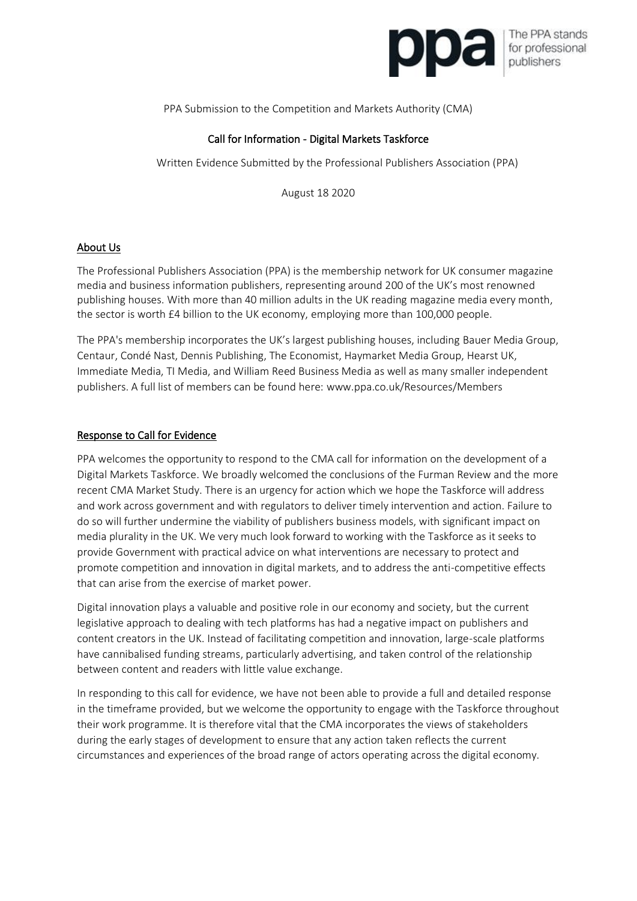PPA Submission to the Competition and Markets Authority (CMA)

# Call for Information - Digital Markets Taskforce

Written Evidence Submitted by the Professional Publishers Association (PPA)

August 18 2020

## About Us

The Professional Publishers Association (PPA) is the membership network for UK consumer magazine media and business information publishers, representing around 200 of the UK's most renowned publishing houses. With more than 40 million adults in the UK reading magazine media every month, the sector is worth £4 billion to the UK economy, employing more than 100,000 people.

The PPA's membership incorporates the UK's largest publishing houses, including Bauer Media Group, Centaur, Condé Nast, Dennis Publishing, The Economist, Haymarket Media Group, Hearst UK, Immediate Media, TI Media, and William Reed Business Media as well as many smaller independent publishers. A full list of members can be found here: www.ppa.co.uk/Resources/Members

## Response to Call for Evidence

PPA welcomes the opportunity to respond to the CMA call for information on the development of a Digital Markets Taskforce. We broadly welcomed the conclusions of the Furman Review and the more recent CMA Market Study. There is an urgency for action which we hope the Taskforce will address and work across government and with regulators to deliver timely intervention and action. Failure to do so will further undermine the viability of publishers business models, with significant impact on media plurality in the UK. We very much look forward to working with the Taskforce as it seeks to provide Government with practical advice on what interventions are necessary to protect and promote competition and innovation in digital markets, and to address the anti-competitive effects that can arise from the exercise of market power.

Digital innovation plays a valuable and positive role in our economy and society, but the current legislative approach to dealing with tech platforms has had a negative impact on publishers and content creators in the UK. Instead of facilitating competition and innovation, large-scale platforms have cannibalised funding streams, particularly advertising, and taken control of the relationship between content and readers with little value exchange.

In responding to this call for evidence, we have not been able to provide a full and detailed response in the timeframe provided, but we welcome the opportunity to engage with the Taskforce throughout their work programme. It is therefore vital that the CMA incorporates the views of stakeholders during the early stages of development to ensure that any action taken reflects the current circumstances and experiences of the broad range of actors operating across the digital economy.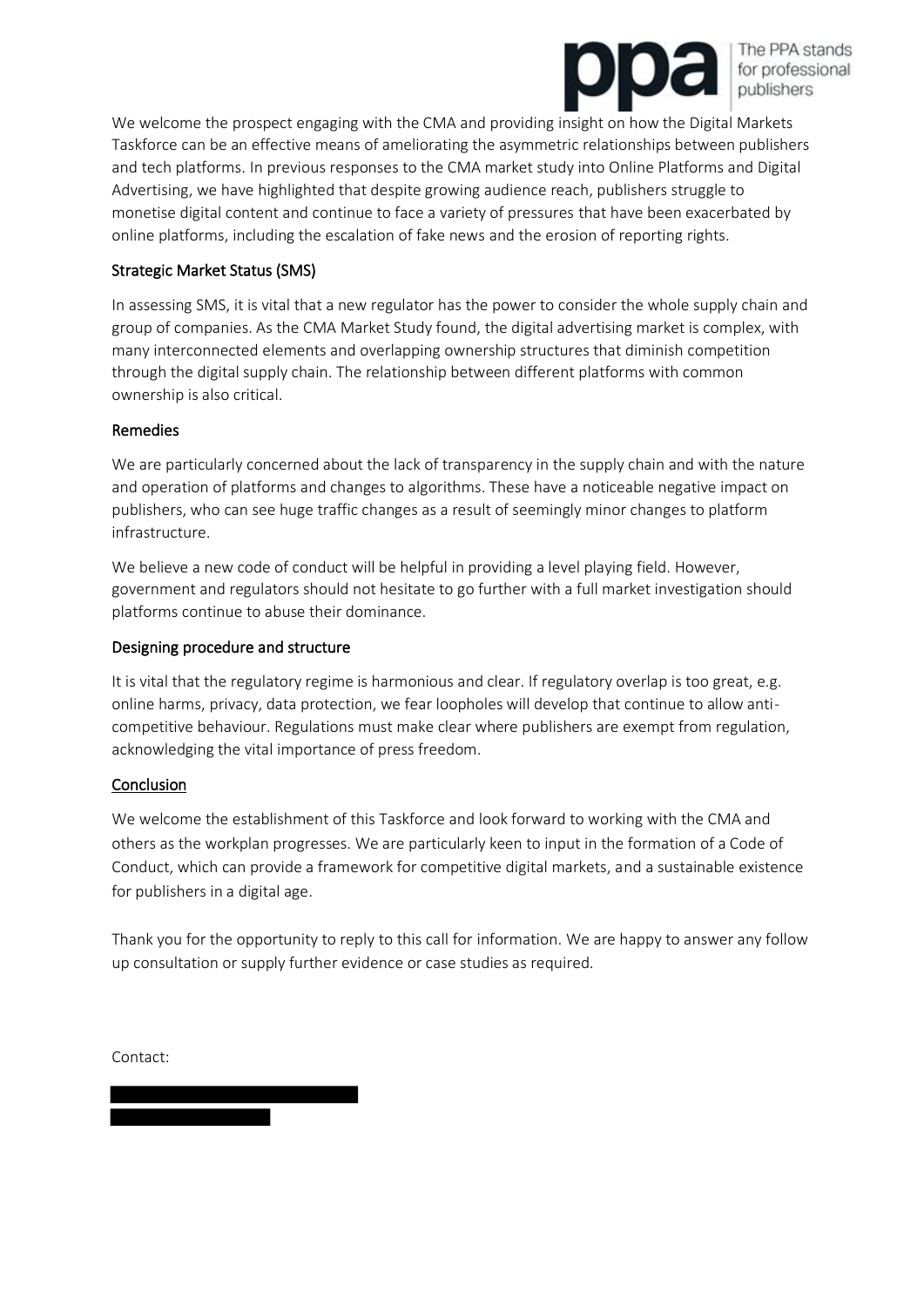We welcome the prospect engaging with the CMA and providing insight on how the Digital Markets Taskforce can be an effective means of ameliorating the asymmetric relationships between publishers and tech platforms. In previous responses to the CMA market study into Online Platforms and Digital Advertising, we have highlighted that despite growing audience reach, publishers struggle to monetise digital content and continue to face a variety of pressures that have been exacerbated by online platforms, including the escalation of fake news and the erosion of reporting rights.

## Strategic Market Status (SMS)

In assessing SMS, it is vital that a new regulator has the power to consider the whole supply chain and group of companies. As the CMA Market Study found, the digital advertising market is complex, with many interconnected elements and overlapping ownership structures that diminish competition through the digital supply chain. The relationship between different platforms with common ownership is also critical.

## Remedies

We are particularly concerned about the lack of transparency in the supply chain and with the nature and operation of platforms and changes to algorithms. These have a noticeable negative impact on publishers, who can see huge traffic changes as a result of seemingly minor changes to platform infrastructure.

We believe a new code of conduct will be helpful in providing a level playing field. However, government and regulators should not hesitate to go further with a full market investigation should platforms continue to abuse their dominance.

## Designing procedure and structure

It is vital that the regulatory regime is harmonious and clear. If regulatory overlap is too great, e.g. online harms, privacy, data protection, we fear loopholes will develop that continue to allow anti-competitive behaviour. Regulations must make clear where publishers are exempt from regulation, acknowledging the vital importance of press freedom.

## Conclusion

We welcome the establishment of this Taskforce and look forward to working with the CMA and others as the workplan progresses. We are particularly keen to input in the formation of a Code of Conduct, which can provide a framework for competitive digital markets, and a sustainable existence for publishers in a digital age.

Thank you for the opportunity to reply to this call for information. We are happy to answer any follow up consultation or supply further evidence or case studies as required.

Contact: